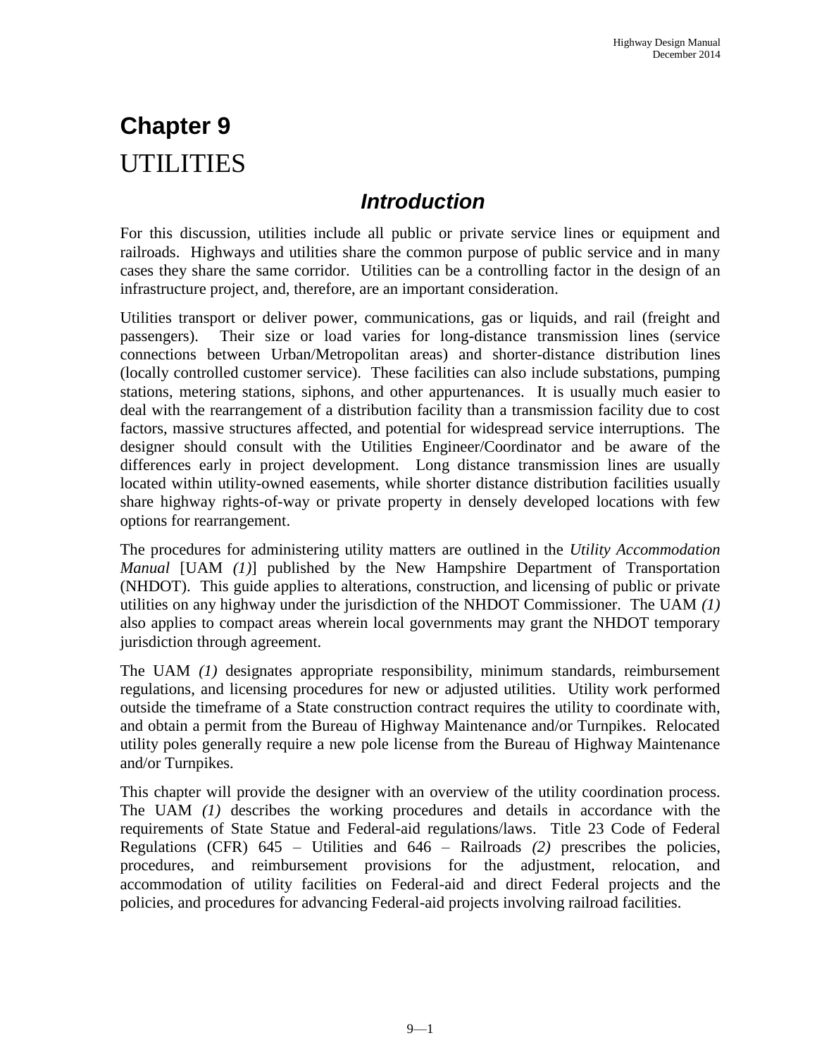# Chapter 9

# UTILITIES

## *Introduction*

For this discussion, utilities include all public or private service lines or equipment and railroads. Highways and utilities share the common purpose of public service and in many cases they share the same corridor. Utilities can be a controlling factor in the design of an infrastructure project, and, therefore, are an important consideration.

Utilities transport or deliver power, communications, gas or liquids, and rail (freight and passengers). Their size or load varies for long-distance transmission lines (service connections between Urban/Metropolitan areas) and shorter-distance distribution lines (locally controlled customer service). These facilities can also include substations, pumping stations, metering stations, siphons, and other appurtenances. It is usually much easier to deal with the rearrangement of a distribution facility than a transmission facility due to cost factors, massive structures affected, and potential for widespread service interruptions. The designer should consult with the Utilities Engineer/Coordinator and be aware of the differences early in project development. Long distance transmission lines are usually located within utility-owned easements, while shorter distance distribution facilities usually share highway rights-of-way or private property in densely developed locations with few options for rearrangement.

The procedures for administering utility matters are outlined in the *Utility Accommodation Manual* [UAM *(1)*] published by the New Hampshire Department of Transportation (NHDOT). This guide applies to alterations, construction, and licensing of public or private utilities on any highway under the jurisdiction of the NHDOT Commissioner. The UAM *(1)* also applies to compact areas wherein local governments may grant the NHDOT temporary jurisdiction through agreement.

The UAM *(1)* designates appropriate responsibility, minimum standards, reimbursement regulations, and licensing procedures for new or adjusted utilities. Utility work performed outside the timeframe of a State construction contract requires the utility to coordinate with, and obtain a permit from the Bureau of Highway Maintenance and/or Turnpikes. Relocated utility poles generally require a new pole license from the Bureau of Highway Maintenance and/or Turnpikes.

This chapter will provide the designer with an overview of the utility coordination process. The UAM *(1)* describes the working procedures and details in accordance with the requirements of State Statue and Federal-aid regulations/laws. Title 23 Code of Federal Regulations (CFR) 645 – Utilities and 646 – Railroads *(2)* prescribes the policies, procedures, and reimbursement provisions for the adjustment, relocation, and accommodation of utility facilities on Federal-aid and direct Federal projects and the policies, and procedures for advancing Federal-aid projects involving railroad facilities.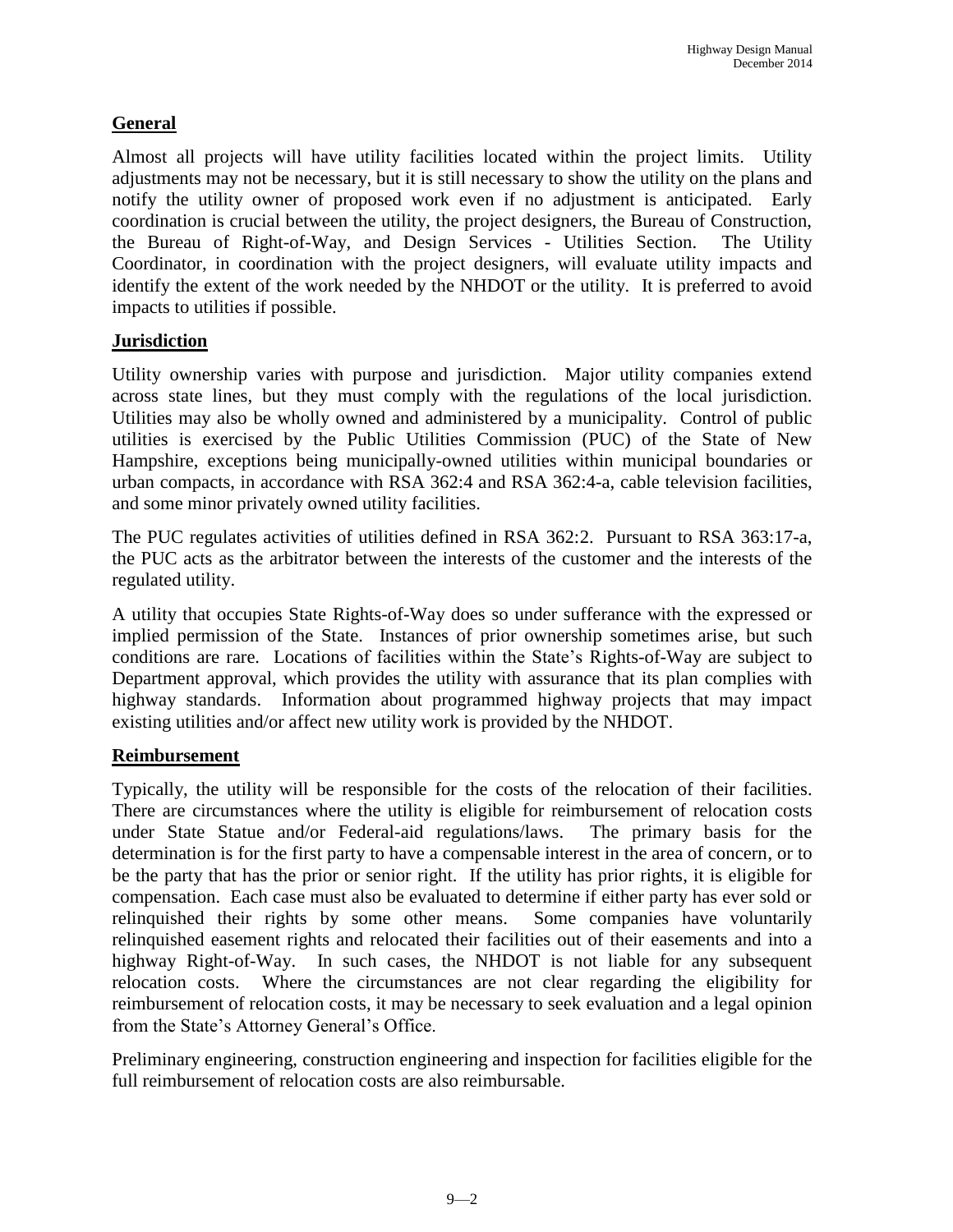## General

Almost all projects will have utility facilities located within the project limits. Utility adjustments may not be necessary, but it is still necessary to show the utility on the plans and notify the utility owner of proposed work even if no adjustment is anticipated. Early coordination is crucial between the utility, the project designers, the Bureau of Construction, the Bureau of Right-of-Way, and Design Services - Utilities Section. The Utility Coordinator, in coordination with the project designers, will evaluate utility impacts and identify the extent of the work needed by the NHDOT or the utility. It is preferred to avoid impacts to utilities if possible.

## Jurisdiction

Utility ownership varies with purpose and jurisdiction. Major utility companies extend across state lines, but they must comply with the regulations of the local jurisdiction. Utilities may also be wholly owned and administered by a municipality. Control of public utilities is exercised by the Public Utilities Commission (PUC) of the State of New Hampshire, exceptions being municipally-owned utilities within municipal boundaries or urban compacts, in accordance with RSA 362:4 and RSA 362:4-a, cable television facilities, and some minor privately owned utility facilities.

The PUC regulates activities of utilities defined in RSA 362:2. Pursuant to RSA 363:17-a, the PUC acts as the arbitrator between the interests of the customer and the interests of the regulated utility.

A utility that occupies State Rights-of-Way does so under sufferance with the expressed or implied permission of the State. Instances of prior ownership sometimes arise, but such conditions are rare. Locations of facilities within the State's Rights-of-Way are subject to Department approval, which provides the utility with assurance that its plan complies with highway standards. Information about programmed highway projects that may impact existing utilities and/or affect new utility work is provided by the NHDOT.

## Reimbursement

Typically, the utility will be responsible for the costs of the relocation of their facilities. There are circumstances where the utility is eligible for reimbursement of relocation costs under State Statue and/or Federal-aid regulations/laws. The primary basis for the determination is for the first party to have a compensable interest in the area of concern, or to be the party that has the prior or senior right. If the utility has prior rights, it is eligible for compensation. Each case must also be evaluated to determine if either party has ever sold or relinquished their rights by some other means. Some companies have voluntarily relinquished easement rights and relocated their facilities out of their easements and into a highway Right-of-Way. In such cases, the NHDOT is not liable for any subsequent relocation costs. Where the circumstances are not clear regarding the eligibility for reimbursement of relocation costs, it may be necessary to seek evaluation and a legal opinion from the State's Attorney General's Office.

Preliminary engineering, construction engineering and inspection for facilities eligible for the full reimbursement of relocation costs are also reimbursable.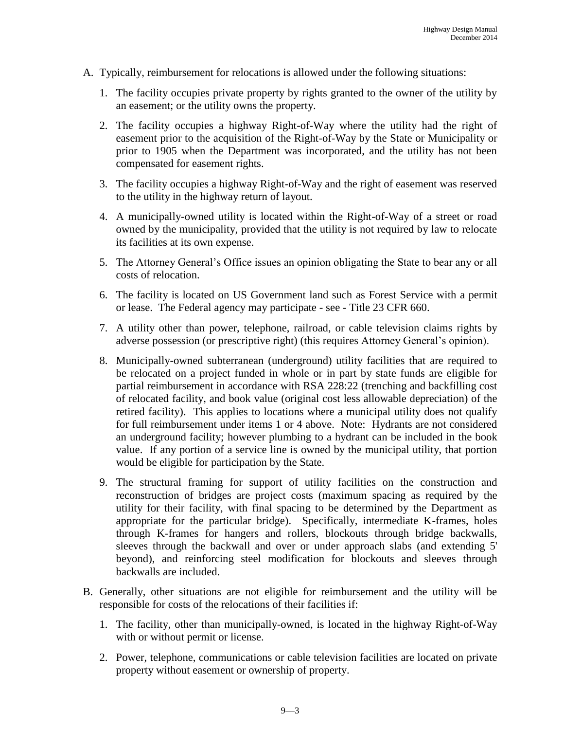A. Typically, reimbursement for relocations is allowed under the following situations:

   1. The facility occupies private property by rights granted to the owner of the utility by an easement; or the utility owns the property.

   2. The facility occupies a highway Right-of-Way where the utility had the right of easement prior to the acquisition of the Right-of-Way by the State or Municipality or prior to 1905 when the Department was incorporated, and the utility has not been compensated for easement rights.

   3. The facility occupies a highway Right-of-Way and the right of easement was reserved to the utility in the highway return of layout.

   4. A municipally-owned utility is located within the Right-of-Way of a street or road owned by the municipality, provided that the utility is not required by law to relocate its facilities at its own expense.

   5. The Attorney General's Office issues an opinion obligating the State to bear any or all costs of relocation.

   6. The facility is located on US Government land such as Forest Service with a permit or lease. The Federal agency may participate - see - Title 23 CFR 660.

   7. A utility other than power, telephone, railroad, or cable television claims rights by adverse possession (or prescriptive right) (this requires Attorney General's opinion).

   8. Municipally-owned subterranean (underground) utility facilities that are required to be relocated on a project funded in whole or in part by state funds are eligible for partial reimbursement in accordance with RSA 228:22 (trenching and backfilling cost of relocated facility, and book value (original cost less allowable depreciation) of the retired facility). This applies to locations where a municipal utility does not qualify for full reimbursement under items 1 or 4 above. Note: Hydrants are not considered an underground facility; however plumbing to a hydrant can be included in the book value. If any portion of a service line is owned by the municipal utility, that portion would be eligible for participation by the State.

   9. The structural framing for support of utility facilities on the construction and reconstruction of bridges are project costs (maximum spacing as required by the utility for their facility, with final spacing to be determined by the Department as appropriate for the particular bridge). Specifically, intermediate K-frames, holes through K-frames for hangers and rollers, blockouts through bridge backwalls, sleeves through the backwall and over or under approach slabs (and extending 5' beyond), and reinforcing steel modification for blockouts and sleeves through backwalls are included.

B. Generally, other situations are not eligible for reimbursement and the utility will be responsible for costs of the relocations of their facilities if:

   1. The facility, other than municipally-owned, is located in the highway Right-of-Way with or without permit or license.

   2. Power, telephone, communications or cable television facilities are located on private property without easement or ownership of property.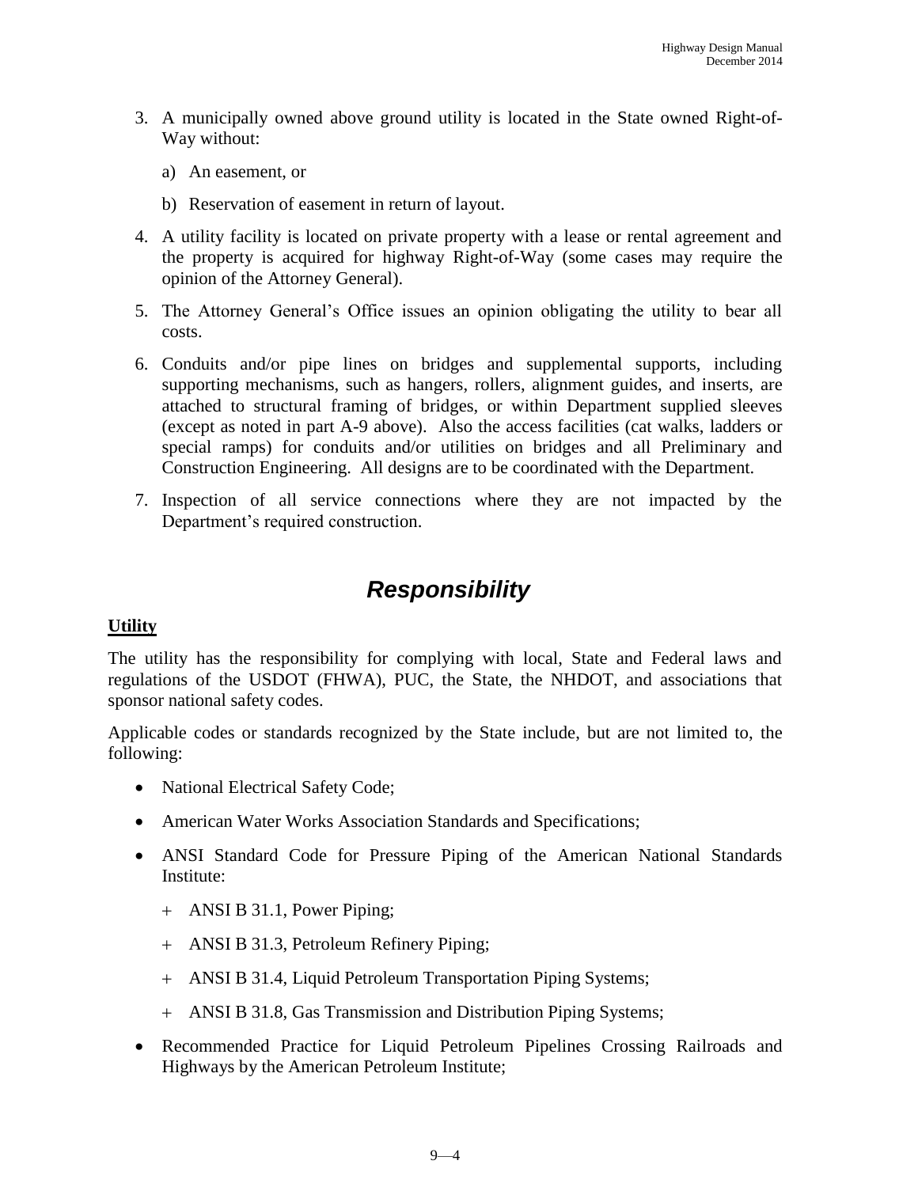3. A municipally owned above ground utility is located in the State owned Right-of-Way without:

   a) An easement, or

   b) Reservation of easement in return of layout.

4. A utility facility is located on private property with a lease or rental agreement and the property is acquired for highway Right-of-Way (some cases may require the opinion of the Attorney General).

5. The Attorney General's Office issues an opinion obligating the utility to bear all costs.

6. Conduits and/or pipe lines on bridges and supplemental supports, including supporting mechanisms, such as hangers, rollers, alignment guides, and inserts, are attached to structural framing of bridges, or within Department supplied sleeves (except as noted in part A-9 above). Also the access facilities (cat walks, ladders or special ramps) for conduits and/or utilities on bridges and all Preliminary and Construction Engineering. All designs are to be coordinated with the Department.

7. Inspection of all service connections where they are not impacted by the Department's required construction.

# *Responsibility*

## **Utility**

The utility has the responsibility for complying with local, State and Federal laws and regulations of the USDOT (FHWA), PUC, the State, the NHDOT, and associations that sponsor national safety codes.

Applicable codes or standards recognized by the State include, but are not limited to, the following:

- National Electrical Safety Code;
- American Water Works Association Standards and Specifications;
- ANSI Standard Code for Pressure Piping of the American National Standards Institute:
  - ANSI B 31.1, Power Piping;
  - ANSI B 31.3, Petroleum Refinery Piping;
  - ANSI B 31.4, Liquid Petroleum Transportation Piping Systems;
  - ANSI B 31.8, Gas Transmission and Distribution Piping Systems;
- Recommended Practice for Liquid Petroleum Pipelines Crossing Railroads and Highways by the American Petroleum Institute;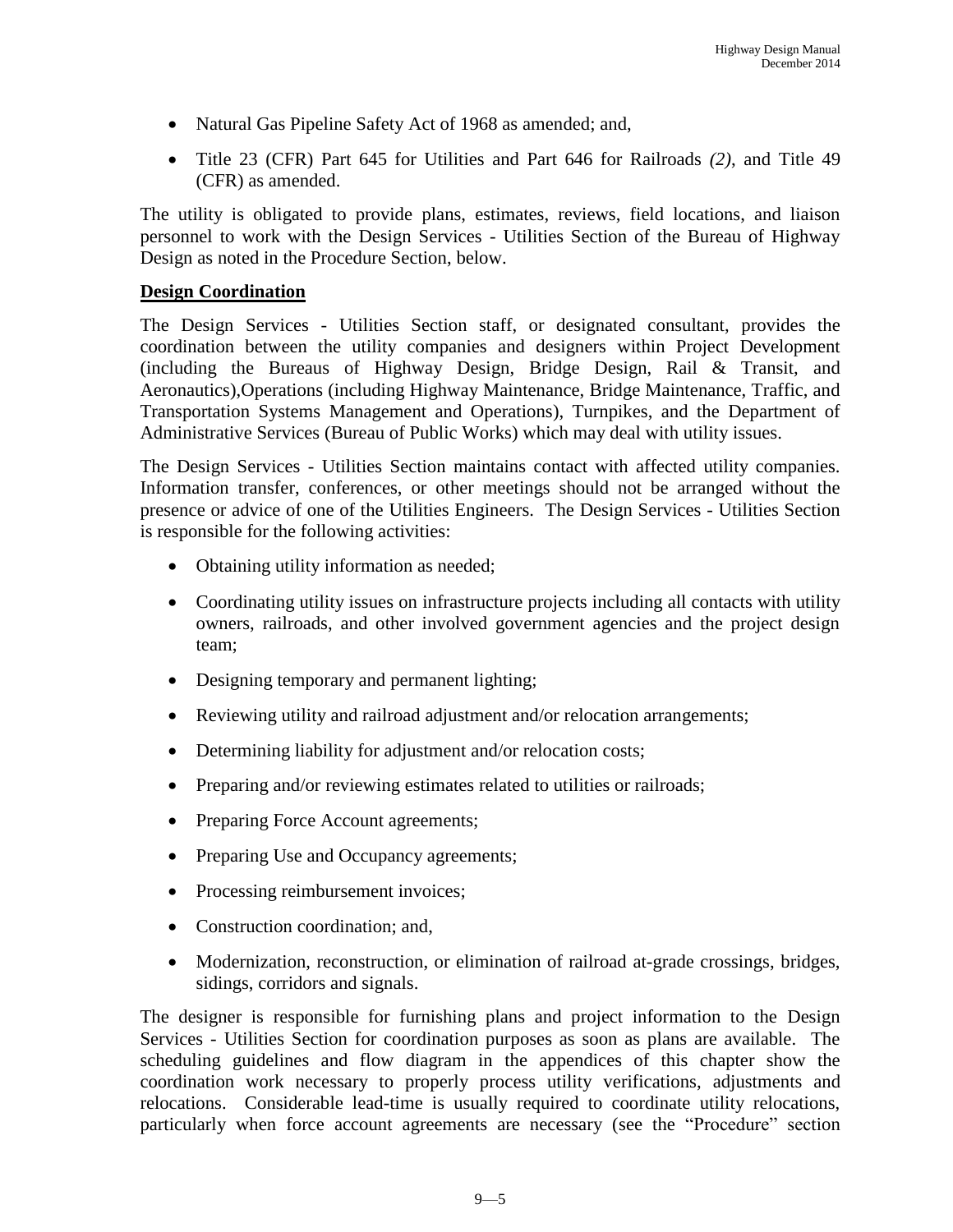- Natural Gas Pipeline Safety Act of 1968 as amended; and,
- Title 23 (CFR) Part 645 for Utilities and Part 646 for Railroads *(2)*, and Title 49 (CFR) as amended.

The utility is obligated to provide plans, estimates, reviews, field locations, and liaison personnel to work with the Design Services - Utilities Section of the Bureau of Highway Design as noted in the Procedure Section, below.

**Design Coordination**

The Design Services - Utilities Section staff, or designated consultant, provides the coordination between the utility companies and designers within Project Development (including the Bureaus of Highway Design, Bridge Design, Rail & Transit, and Aeronautics),Operations (including Highway Maintenance, Bridge Maintenance, Traffic, and Transportation Systems Management and Operations), Turnpikes, and the Department of Administrative Services (Bureau of Public Works) which may deal with utility issues.

The Design Services - Utilities Section maintains contact with affected utility companies. Information transfer, conferences, or other meetings should not be arranged without the presence or advice of one of the Utilities Engineers. The Design Services - Utilities Section is responsible for the following activities:

- Obtaining utility information as needed;
- Coordinating utility issues on infrastructure projects including all contacts with utility owners, railroads, and other involved government agencies and the project design team;
- Designing temporary and permanent lighting;
- Reviewing utility and railroad adjustment and/or relocation arrangements;
- Determining liability for adjustment and/or relocation costs;
- Preparing and/or reviewing estimates related to utilities or railroads;
- Preparing Force Account agreements;
- Preparing Use and Occupancy agreements;
- Processing reimbursement invoices;
- Construction coordination; and,
- Modernization, reconstruction, or elimination of railroad at-grade crossings, bridges, sidings, corridors and signals.

The designer is responsible for furnishing plans and project information to the Design Services - Utilities Section for coordination purposes as soon as plans are available. The scheduling guidelines and flow diagram in the appendices of this chapter show the coordination work necessary to properly process utility verifications, adjustments and relocations. Considerable lead-time is usually required to coordinate utility relocations, particularly when force account agreements are necessary (see the "Procedure" section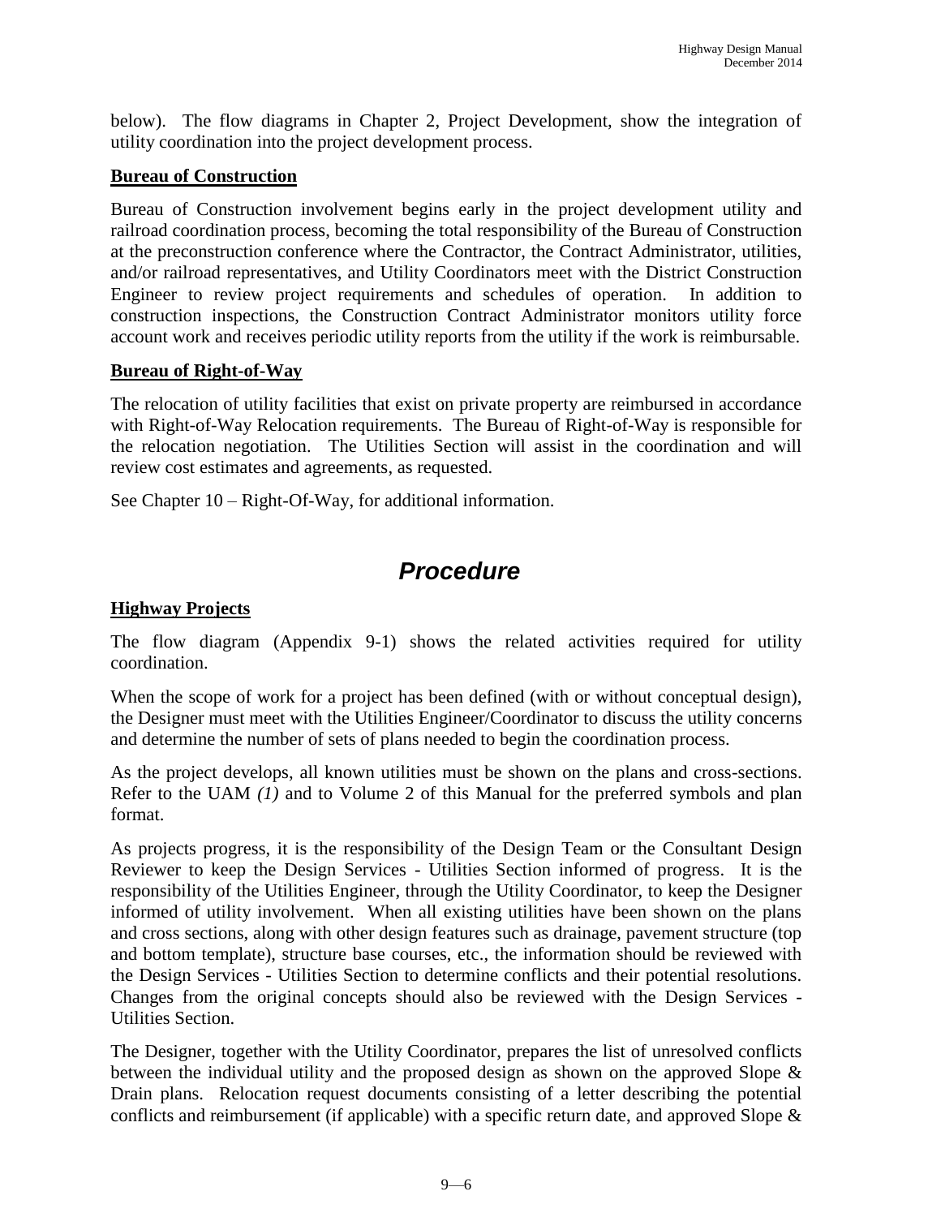below). The flow diagrams in Chapter 2, Project Development, show the integration of utility coordination into the project development process.

**Bureau of Construction**

Bureau of Construction involvement begins early in the project development utility and railroad coordination process, becoming the total responsibility of the Bureau of Construction at the preconstruction conference where the Contractor, the Contract Administrator, utilities, and/or railroad representatives, and Utility Coordinators meet with the District Construction Engineer to review project requirements and schedules of operation. In addition to construction inspections, the Construction Contract Administrator monitors utility force account work and receives periodic utility reports from the utility if the work is reimbursable.

**Bureau of Right-of-Way**

The relocation of utility facilities that exist on private property are reimbursed in accordance with Right-of-Way Relocation requirements. The Bureau of Right-of-Way is responsible for the relocation negotiation. The Utilities Section will assist in the coordination and will review cost estimates and agreements, as requested.

See Chapter 10 – Right-Of-Way, for additional information.

# *Procedure*

**Highway Projects**

The flow diagram (Appendix 9-1) shows the related activities required for utility coordination.

When the scope of work for a project has been defined (with or without conceptual design), the Designer must meet with the Utilities Engineer/Coordinator to discuss the utility concerns and determine the number of sets of plans needed to begin the coordination process.

As the project develops, all known utilities must be shown on the plans and cross-sections. Refer to the UAM *(1)* and to Volume 2 of this Manual for the preferred symbols and plan format.

As projects progress, it is the responsibility of the Design Team or the Consultant Design Reviewer to keep the Design Services - Utilities Section informed of progress. It is the responsibility of the Utilities Engineer, through the Utility Coordinator, to keep the Designer informed of utility involvement. When all existing utilities have been shown on the plans and cross sections, along with other design features such as drainage, pavement structure (top and bottom template), structure base courses, etc., the information should be reviewed with the Design Services - Utilities Section to determine conflicts and their potential resolutions. Changes from the original concepts should also be reviewed with the Design Services - Utilities Section.

The Designer, together with the Utility Coordinator, prepares the list of unresolved conflicts between the individual utility and the proposed design as shown on the approved Slope & Drain plans. Relocation request documents consisting of a letter describing the potential conflicts and reimbursement (if applicable) with a specific return date, and approved Slope &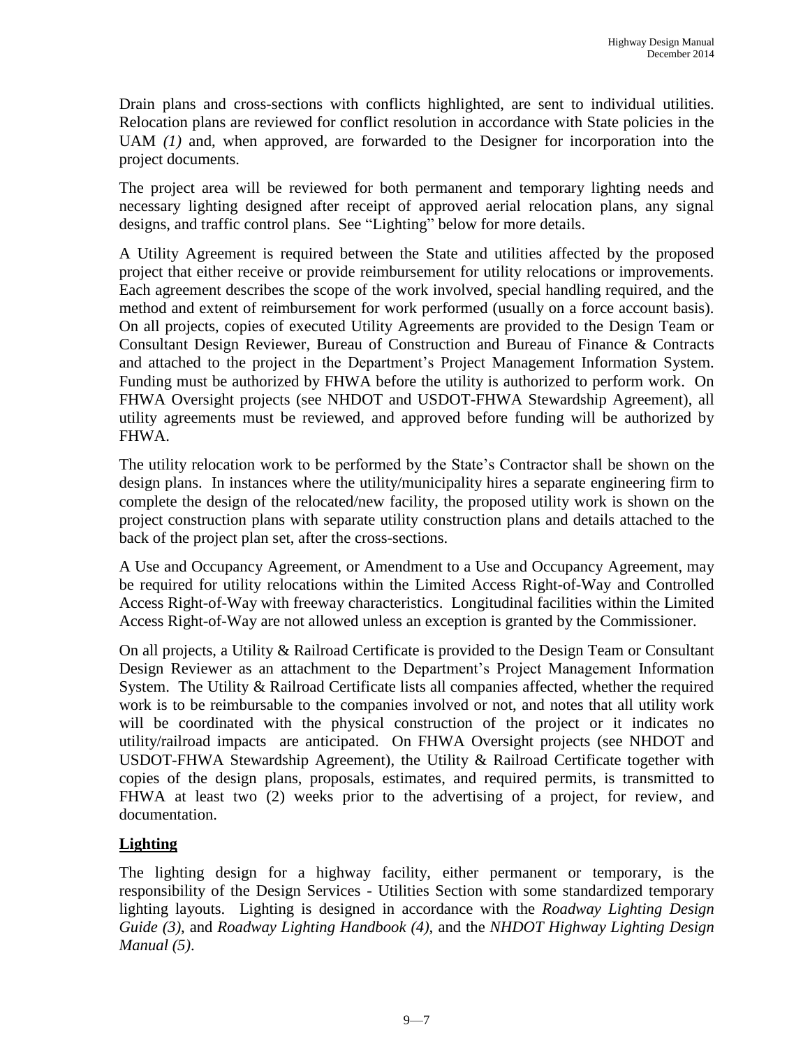Drain plans and cross-sections with conflicts highlighted, are sent to individual utilities. Relocation plans are reviewed for conflict resolution in accordance with State policies in the UAM *(1)* and, when approved, are forwarded to the Designer for incorporation into the project documents.

The project area will be reviewed for both permanent and temporary lighting needs and necessary lighting designed after receipt of approved aerial relocation plans, any signal designs, and traffic control plans. See "Lighting" below for more details.

A Utility Agreement is required between the State and utilities affected by the proposed project that either receive or provide reimbursement for utility relocations or improvements. Each agreement describes the scope of the work involved, special handling required, and the method and extent of reimbursement for work performed (usually on a force account basis). On all projects, copies of executed Utility Agreements are provided to the Design Team or Consultant Design Reviewer, Bureau of Construction and Bureau of Finance & Contracts and attached to the project in the Department's Project Management Information System. Funding must be authorized by FHWA before the utility is authorized to perform work. On FHWA Oversight projects (see NHDOT and USDOT-FHWA Stewardship Agreement), all utility agreements must be reviewed, and approved before funding will be authorized by FHWA.

The utility relocation work to be performed by the State's Contractor shall be shown on the design plans. In instances where the utility/municipality hires a separate engineering firm to complete the design of the relocated/new facility, the proposed utility work is shown on the project construction plans with separate utility construction plans and details attached to the back of the project plan set, after the cross-sections.

A Use and Occupancy Agreement, or Amendment to a Use and Occupancy Agreement, may be required for utility relocations within the Limited Access Right-of-Way and Controlled Access Right-of-Way with freeway characteristics. Longitudinal facilities within the Limited Access Right-of-Way are not allowed unless an exception is granted by the Commissioner.

On all projects, a Utility & Railroad Certificate is provided to the Design Team or Consultant Design Reviewer as an attachment to the Department's Project Management Information System. The Utility & Railroad Certificate lists all companies affected, whether the required work is to be reimbursable to the companies involved or not, and notes that all utility work will be coordinated with the physical construction of the project or it indicates no utility/railroad impacts are anticipated. On FHWA Oversight projects (see NHDOT and USDOT-FHWA Stewardship Agreement), the Utility & Railroad Certificate together with copies of the design plans, proposals, estimates, and required permits, is transmitted to FHWA at least two (2) weeks prior to the advertising of a project, for review, and documentation.

## **Lighting**

The lighting design for a highway facility, either permanent or temporary, is the responsibility of the Design Services - Utilities Section with some standardized temporary lighting layouts. Lighting is designed in accordance with the *Roadway Lighting Design Guide (3)*, and *Roadway Lighting Handbook (4)*, and the *NHDOT Highway Lighting Design Manual (5)*.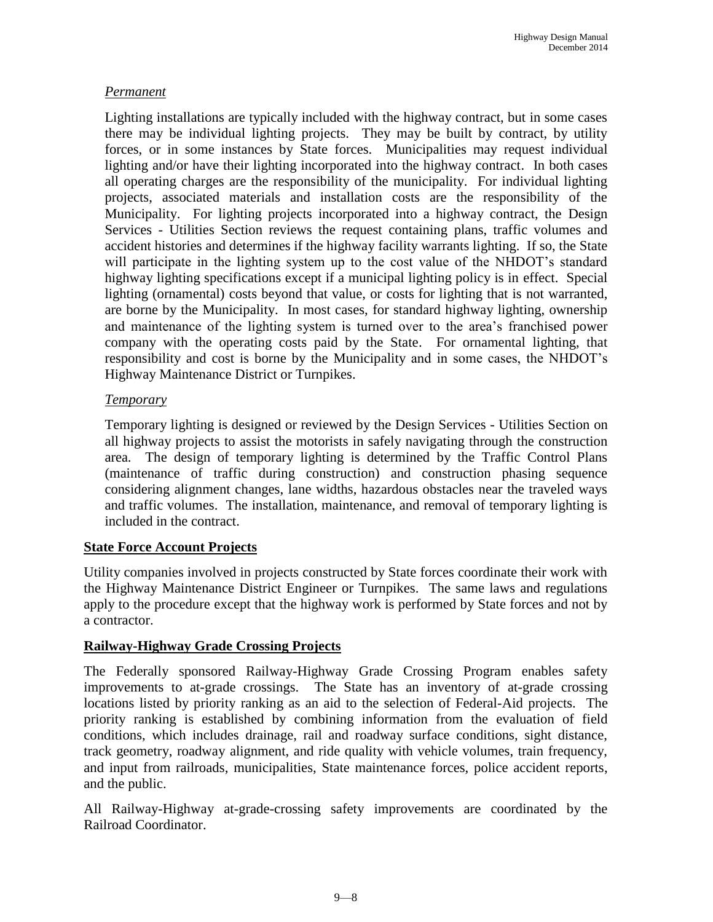*Permanent*

Lighting installations are typically included with the highway contract, but in some cases there may be individual lighting projects. They may be built by contract, by utility forces, or in some instances by State forces. Municipalities may request individual lighting and/or have their lighting incorporated into the highway contract. In both cases all operating charges are the responsibility of the municipality. For individual lighting projects, associated materials and installation costs are the responsibility of the Municipality. For lighting projects incorporated into a highway contract, the Design Services - Utilities Section reviews the request containing plans, traffic volumes and accident histories and determines if the highway facility warrants lighting. If so, the State will participate in the lighting system up to the cost value of the NHDOT's standard highway lighting specifications except if a municipal lighting policy is in effect. Special lighting (ornamental) costs beyond that value, or costs for lighting that is not warranted, are borne by the Municipality. In most cases, for standard highway lighting, ownership and maintenance of the lighting system is turned over to the area's franchised power company with the operating costs paid by the State. For ornamental lighting, that responsibility and cost is borne by the Municipality and in some cases, the NHDOT's Highway Maintenance District or Turnpikes.

*Temporary*

Temporary lighting is designed or reviewed by the Design Services - Utilities Section on all highway projects to assist the motorists in safely navigating through the construction area. The design of temporary lighting is determined by the Traffic Control Plans (maintenance of traffic during construction) and construction phasing sequence considering alignment changes, lane widths, hazardous obstacles near the traveled ways and traffic volumes. The installation, maintenance, and removal of temporary lighting is included in the contract.

## State Force Account Projects

Utility companies involved in projects constructed by State forces coordinate their work with the Highway Maintenance District Engineer or Turnpikes. The same laws and regulations apply to the procedure except that the highway work is performed by State forces and not by a contractor.

## Railway-Highway Grade Crossing Projects

The Federally sponsored Railway-Highway Grade Crossing Program enables safety improvements to at-grade crossings. The State has an inventory of at-grade crossing locations listed by priority ranking as an aid to the selection of Federal-Aid projects. The priority ranking is established by combining information from the evaluation of field conditions, which includes drainage, rail and roadway surface conditions, sight distance, track geometry, roadway alignment, and ride quality with vehicle volumes, train frequency, and input from railroads, municipalities, State maintenance forces, police accident reports, and the public.

All Railway-Highway at-grade-crossing safety improvements are coordinated by the Railroad Coordinator.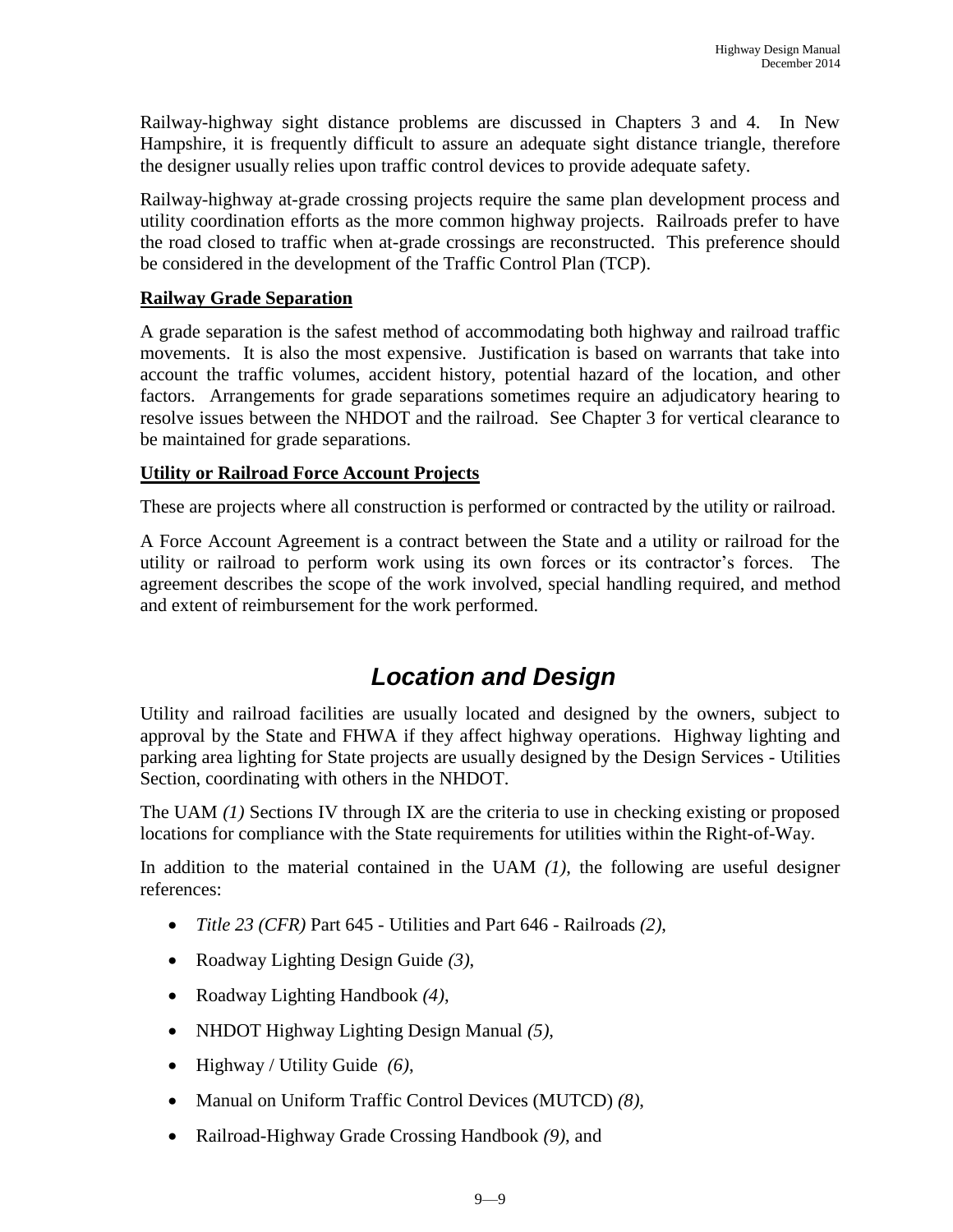Railway-highway sight distance problems are discussed in Chapters 3 and 4. In New Hampshire, it is frequently difficult to assure an adequate sight distance triangle, therefore the designer usually relies upon traffic control devices to provide adequate safety.

Railway-highway at-grade crossing projects require the same plan development process and utility coordination efforts as the more common highway projects. Railroads prefer to have the road closed to traffic when at-grade crossings are reconstructed. This preference should be considered in the development of the Traffic Control Plan (TCP).

**Railway Grade Separation**

A grade separation is the safest method of accommodating both highway and railroad traffic movements. It is also the most expensive. Justification is based on warrants that take into account the traffic volumes, accident history, potential hazard of the location, and other factors. Arrangements for grade separations sometimes require an adjudicatory hearing to resolve issues between the NHDOT and the railroad. See Chapter 3 for vertical clearance to be maintained for grade separations.

**Utility or Railroad Force Account Projects**

These are projects where all construction is performed or contracted by the utility or railroad.

A Force Account Agreement is a contract between the State and a utility or railroad for the utility or railroad to perform work using its own forces or its contractor's forces. The agreement describes the scope of the work involved, special handling required, and method and extent of reimbursement for the work performed.

## *Location and Design*

Utility and railroad facilities are usually located and designed by the owners, subject to approval by the State and FHWA if they affect highway operations. Highway lighting and parking area lighting for State projects are usually designed by the Design Services - Utilities Section, coordinating with others in the NHDOT.

The UAM *(1)* Sections IV through IX are the criteria to use in checking existing or proposed locations for compliance with the State requirements for utilities within the Right-of-Way.

In addition to the material contained in the UAM *(1)*, the following are useful designer references:

- *Title 23 (CFR)* Part 645 - Utilities and Part 646 - Railroads *(2)*,
- Roadway Lighting Design Guide *(3)*,
- Roadway Lighting Handbook *(4)*,
- NHDOT Highway Lighting Design Manual *(5)*,
- Highway / Utility Guide *(6)*,
- Manual on Uniform Traffic Control Devices (MUTCD) *(8)*,
- Railroad-Highway Grade Crossing Handbook *(9)*, and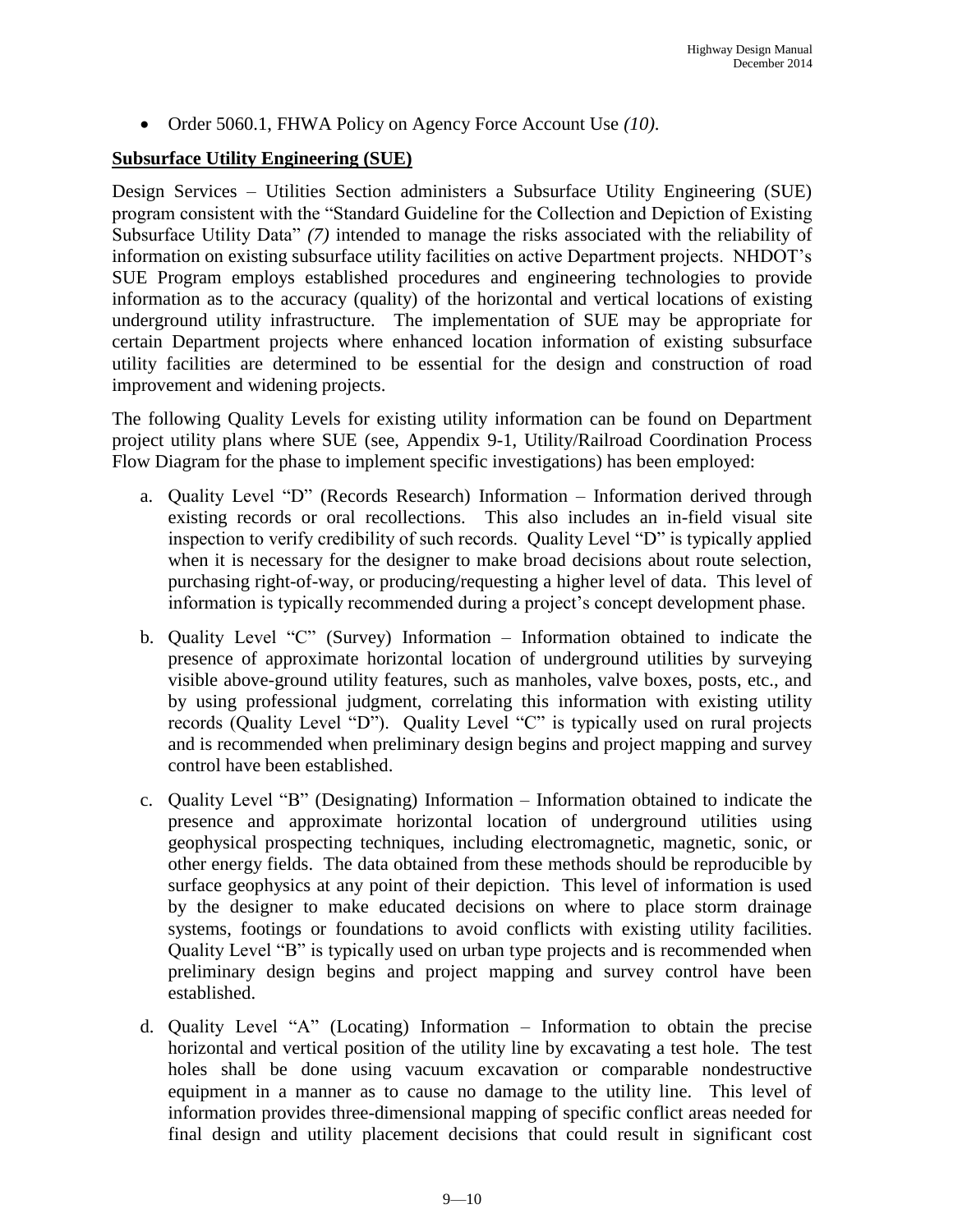- Order 5060.1, FHWA Policy on Agency Force Account Use *(10)*.

**Subsurface Utility Engineering (SUE)**

Design Services – Utilities Section administers a Subsurface Utility Engineering (SUE) program consistent with the "Standard Guideline for the Collection and Depiction of Existing Subsurface Utility Data" *(7)* intended to manage the risks associated with the reliability of information on existing subsurface utility facilities on active Department projects. NHDOT's SUE Program employs established procedures and engineering technologies to provide information as to the accuracy (quality) of the horizontal and vertical locations of existing underground utility infrastructure. The implementation of SUE may be appropriate for certain Department projects where enhanced location information of existing subsurface utility facilities are determined to be essential for the design and construction of road improvement and widening projects.

The following Quality Levels for existing utility information can be found on Department project utility plans where SUE (see, Appendix 9-1, Utility/Railroad Coordination Process Flow Diagram for the phase to implement specific investigations) has been employed:

a. Quality Level "D" (Records Research) Information – Information derived through existing records or oral recollections. This also includes an in-field visual site inspection to verify credibility of such records. Quality Level "D" is typically applied when it is necessary for the designer to make broad decisions about route selection, purchasing right-of-way, or producing/requesting a higher level of data. This level of information is typically recommended during a project's concept development phase.

b. Quality Level "C" (Survey) Information – Information obtained to indicate the presence of approximate horizontal location of underground utilities by surveying visible above-ground utility features, such as manholes, valve boxes, posts, etc., and by using professional judgment, correlating this information with existing utility records (Quality Level "D"). Quality Level "C" is typically used on rural projects and is recommended when preliminary design begins and project mapping and survey control have been established.

c. Quality Level "B" (Designating) Information – Information obtained to indicate the presence and approximate horizontal location of underground utilities using geophysical prospecting techniques, including electromagnetic, magnetic, sonic, or other energy fields. The data obtained from these methods should be reproducible by surface geophysics at any point of their depiction. This level of information is used by the designer to make educated decisions on where to place storm drainage systems, footings or foundations to avoid conflicts with existing utility facilities. Quality Level "B" is typically used on urban type projects and is recommended when preliminary design begins and project mapping and survey control have been established.

d. Quality Level "A" (Locating) Information – Information to obtain the precise horizontal and vertical position of the utility line by excavating a test hole. The test holes shall be done using vacuum excavation or comparable nondestructive equipment in a manner as to cause no damage to the utility line. This level of information provides three-dimensional mapping of specific conflict areas needed for final design and utility placement decisions that could result in significant cost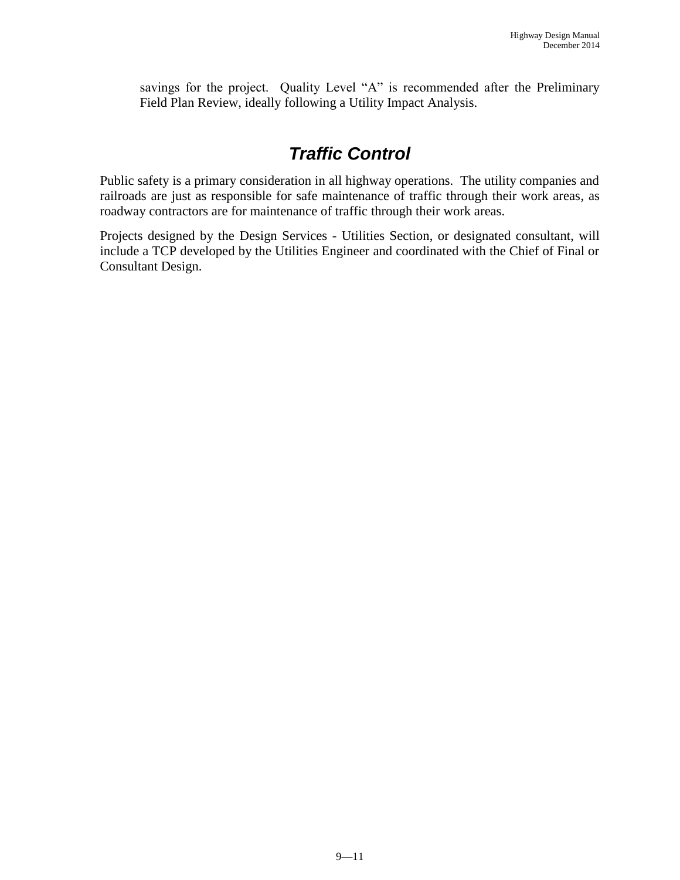savings for the project. Quality Level "A" is recommended after the Preliminary Field Plan Review, ideally following a Utility Impact Analysis.

## *Traffic Control*

Public safety is a primary consideration in all highway operations. The utility companies and railroads are just as responsible for safe maintenance of traffic through their work areas, as roadway contractors are for maintenance of traffic through their work areas.

Projects designed by the Design Services - Utilities Section, or designated consultant, will include a TCP developed by the Utilities Engineer and coordinated with the Chief of Final or Consultant Design.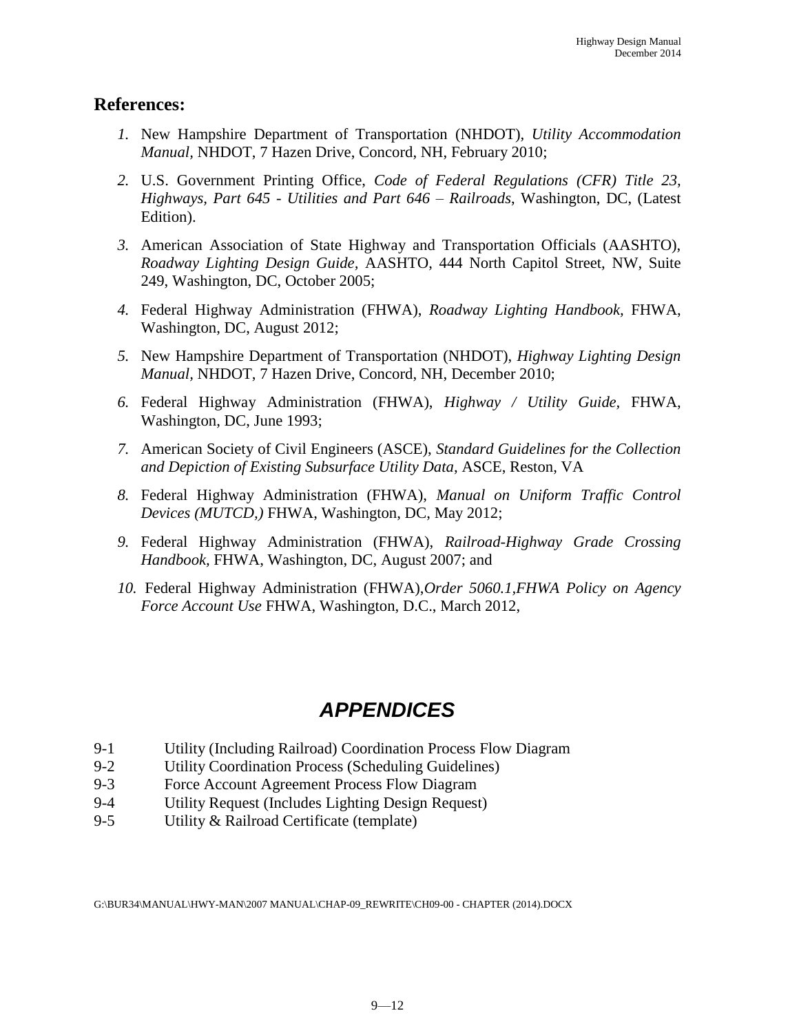## References:

1. New Hampshire Department of Transportation (NHDOT), *Utility Accommodation Manual*, NHDOT, 7 Hazen Drive, Concord, NH, February 2010;
2. U.S. Government Printing Office, *Code of Federal Regulations (CFR) Title 23, Highways, Part 645 - Utilities and Part 646 – Railroads*, Washington, DC, (Latest Edition).
3. American Association of State Highway and Transportation Officials (AASHTO), *Roadway Lighting Design Guide*, AASHTO, 444 North Capitol Street, NW, Suite 249, Washington, DC, October 2005;
4. Federal Highway Administration (FHWA), *Roadway Lighting Handbook*, FHWA, Washington, DC, August 2012;
5. New Hampshire Department of Transportation (NHDOT), *Highway Lighting Design Manual*, NHDOT, 7 Hazen Drive, Concord, NH, December 2010;
6. Federal Highway Administration (FHWA), *Highway / Utility Guide*, FHWA, Washington, DC, June 1993;
7. American Society of Civil Engineers (ASCE), *Standard Guidelines for the Collection and Depiction of Existing Subsurface Utility Data*, ASCE, Reston, VA
8. Federal Highway Administration (FHWA), *Manual on Uniform Traffic Control Devices (MUTCD,)* FHWA, Washington, DC, May 2012;
9. Federal Highway Administration (FHWA), *Railroad-Highway Grade Crossing Handbook,* FHWA, Washington, DC, August 2007; and
10. Federal Highway Administration (FHWA),*Order 5060.1,FHWA Policy on Agency Force Account Use* FHWA, Washington, D.C., March 2012,

# *APPENDICES*

9-1 Utility (Including Railroad) Coordination Process Flow Diagram
9-2 Utility Coordination Process (Scheduling Guidelines)
9-3 Force Account Agreement Process Flow Diagram
9-4 Utility Request (Includes Lighting Design Request)
9-5 Utility & Railroad Certificate (template)

G:\BUR34\MANUAL\HWY-MAN\2007 MANUAL\CHAP-09_REWRITE\CH09-00 - CHAPTER (2014).DOCX